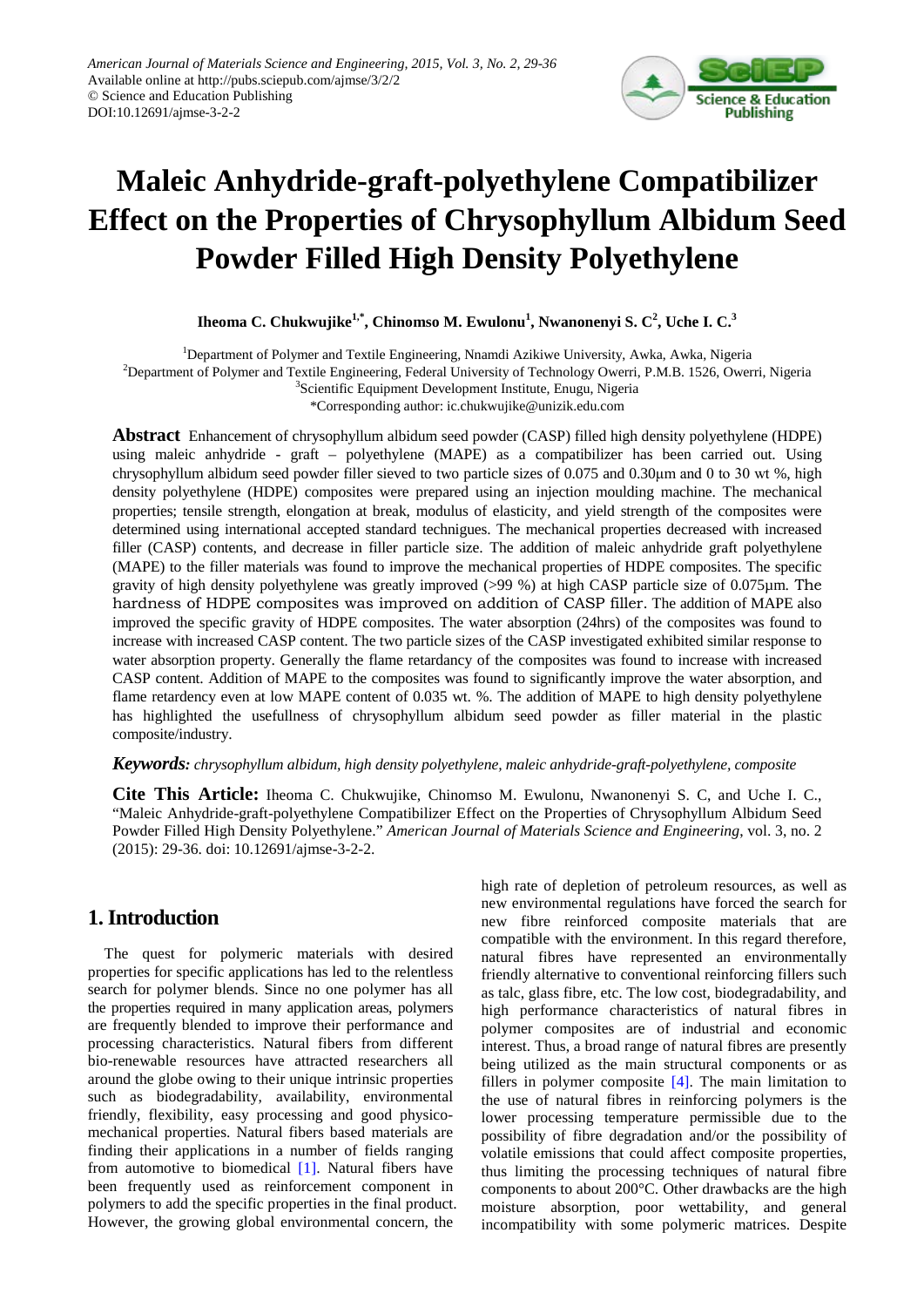# Maleic Anhydride-graft-polyethylene Compatibilizer Effect on the Properties of Chrysophyllum Albidum Seed Powder Filled High Density Polyethylene

**Iheoma C. Chukwujike[1,*], Chinomso M. Ewulonu[1], Nwanonenyi S. C[2], Uche I. C.[3]**

[1]Department of Polymer and Textile Engineering, Nnamdi Azikiwe University, Awka, Awka, Nigeria
[2]Department of Polymer and Textile Engineering, Federal University of Technology Owerri, P.M.B. 1526, Owerri, Nigeria
[3]Scientific Equipment Development Institute, Enugu, Nigeria
*Corresponding author: ic.chukwujike@unizik.edu.com

**Abstract** Enhancement of chrysophyllum albidum seed powder (CASP) filled high density polyethylene (HDPE) using maleic anhydride - graft – polyethylene (MAPE) as a compatibilizer has been carried out. Using chrysophyllum albidum seed powder filler sieved to two particle sizes of 0.075 and 0.30µm and 0 to 30 wt %, high density polyethylene (HDPE) composites were prepared using an injection moulding machine. The mechanical properties; tensile strength, elongation at break, modulus of elasticity, and yield strength of the composites were determined using international accepted standard techniques. The mechanical properties decreased with increased filler (CASP) contents, and decrease in filler particle size. The addition of maleic anhydride graft polyethylene (MAPE) to the filler materials was found to improve the mechanical properties of HDPE composites. The specific gravity of high density polyethylene was greatly improved (>99 %) at high CASP particle size of 0.075µm. The hardness of HDPE composites was improved on addition of CASP filler. The addition of MAPE also improved the specific gravity of HDPE composites. The water absorption (24hrs) of the composites was found to increase with increased CASP content. The two particle sizes of the CASP investigated exhibited similar response to water absorption property. Generally the flame retardancy of the composites was found to increase with increased CASP content. Addition of MAPE to the composites was found to significantly improve the water absorption, and flame retardency even at low MAPE content of 0.035 wt. %. The addition of MAPE to high density polyethylene has highlighted the usefullness of chrysophyllum albidum seed powder as filler material in the plastic composite/industry.

***Keywords:*** *chrysophyllum albidum, high density polyethylene, maleic anhydride-graft-polyethylene, composite*

**Cite This Article:** Iheoma C. Chukwujike, Chinomso M. Ewulonu, Nwanonenyi S. C, and Uche I. C., "Maleic Anhydride-graft-polyethylene Compatibilizer Effect on the Properties of Chrysophyllum Albidum Seed Powder Filled High Density Polyethylene." *American Journal of Materials Science and Engineering*, vol. 3, no. 2 (2015): 29-36. doi: 10.12691/ajmse-3-2-2.

## 1. Introduction

The quest for polymeric materials with desired properties for specific applications has led to the relentless search for polymer blends. Since no one polymer has all the properties required in many application areas, polymers are frequently blended to improve their performance and processing characteristics. Natural fibers from different bio-renewable resources have attracted researchers all around the globe owing to their unique intrinsic properties such as biodegradability, availability, environmental friendly, flexibility, easy processing and good physico-mechanical properties. Natural fibers based materials are finding their applications in a number of fields ranging from automotive to biomedical [1]. Natural fibers have been frequently used as reinforcement component in polymers to add the specific properties in the final product. However, the growing global environmental concern, the high rate of depletion of petroleum resources, as well as new environmental regulations have forced the search for new fibre reinforced composite materials that are compatible with the environment. In this regard therefore, natural fibres have represented an environmentally friendly alternative to conventional reinforcing fillers such as talc, glass fibre, etc. The low cost, biodegradability, and high performance characteristics of natural fibres in polymer composites are of industrial and economic interest. Thus, a broad range of natural fibres are presently being utilized as the main structural components or as fillers in polymer composite [4]. The main limitation to the use of natural fibres in reinforcing polymers is the lower processing temperature permissible due to the possibility of fibre degradation and/or the possibility of volatile emissions that could affect composite properties, thus limiting the processing techniques of natural fibre components to about 200°C. Other drawbacks are the high moisture absorption, poor wettability, and general incompatibility with some polymeric matrices. Despite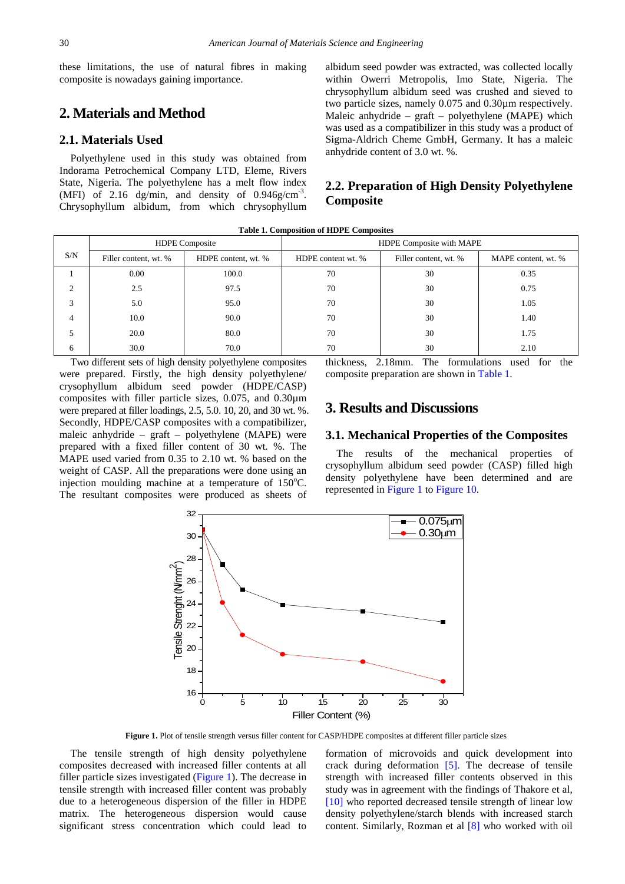these limitations, the use of natural fibres in making composite is nowadays gaining importance.

## 2. Materials and Method

### 2.1. Materials Used

Polyethylene used in this study was obtained from Indorama Petrochemical Company LTD, Eleme, Rivers State, Nigeria. The polyethylene has a melt flow index (MFI) of 2.16 dg/min, and density of $0.946 g/cm^{-3}$. Chrysophyllum albidum, from which chrysophyllum albidum seed powder was extracted, was collected locally within Owerri Metropolis, Imo State, Nigeria. The chrysophyllum albidum seed was crushed and sieved to two particle sizes, namely 0.075 and 0.30µm respectively. Maleic anhydride – graft – polyethylene (MAPE) which was used as a compatibilizer in this study was a product of Sigma-Aldrich Cheme GmbH, Germany. It has a maleic anhydride content of 3.0 wt. %.

### 2.2. Preparation of High Density Polyethylene Composite

**Table 1. Composition of HDPE Composites**

| S/N | HDPE Composite | | HDPE Composite with MAPE | | |
|---|---|---|---|---|---|
| | Filler content, wt. % | HDPE content, wt. % | HDPE content wt. % | Filler content, wt. % | MAPE content, wt. % |
| 1 | 0.00 | 100.0 | 70 | 30 | 0.35 |
| 2 | 2.5 | 97.5 | 70 | 30 | 0.75 |
| 3 | 5.0 | 95.0 | 70 | 30 | 1.05 |
| 4 | 10.0 | 90.0 | 70 | 30 | 1.40 |
| 5 | 20.0 | 80.0 | 70 | 30 | 1.75 |
| 6 | 30.0 | 70.0 | 70 | 30 | 2.10 |

Two different sets of high density polyethylene composites were prepared. Firstly, the high density polyethylene/ crysophyllum albidum seed powder (HDPE/CASP) composites with filler particle sizes, 0.075, and 0.30µm were prepared at filler loadings, 2.5, 5.0. 10, 20, and 30 wt. %. Secondly, HDPE/CASP composites with a compatibilizer, maleic anhydride – graft – polyethylene (MAPE) were prepared with a fixed filler content of 30 wt. %. The MAPE used varied from 0.35 to 2.10 wt. % based on the weight of CASP. All the preparations were done using an injection moulding machine at a temperature of $150^{o}C$. The resultant composites were produced as sheets of thickness, 2.18mm. The formulations used for the composite preparation are shown in Table 1.

## 3. Results and Discussions

### 3.1. Mechanical Properties of the Composites

The results of the mechanical properties of crysophyllum albidum seed powder (CASP) filled high density polyethylene have been determined and are represented in Figure 1 to Figure 10.

**Figure 1.** Plot of tensile strength versus filler content for CASP/HDPE composites at different filler particle sizes

The tensile strength of high density polyethylene composites decreased with increased filler contents at all filler particle sizes investigated (Figure 1). The decrease in tensile strength with increased filler content was probably due to a heterogeneous dispersion of the filler in HDPE matrix. The heterogeneous dispersion would cause significant stress concentration which could lead to formation of microvoids and quick development into crack during deformation [5]. The decrease of tensile strength with increased filler contents observed in this study was in agreement with the findings of Thakore et al, [10] who reported decreased tensile strength of linear low density polyethylene/starch blends with increased starch content. Similarly, Rozman et al [8] who worked with oil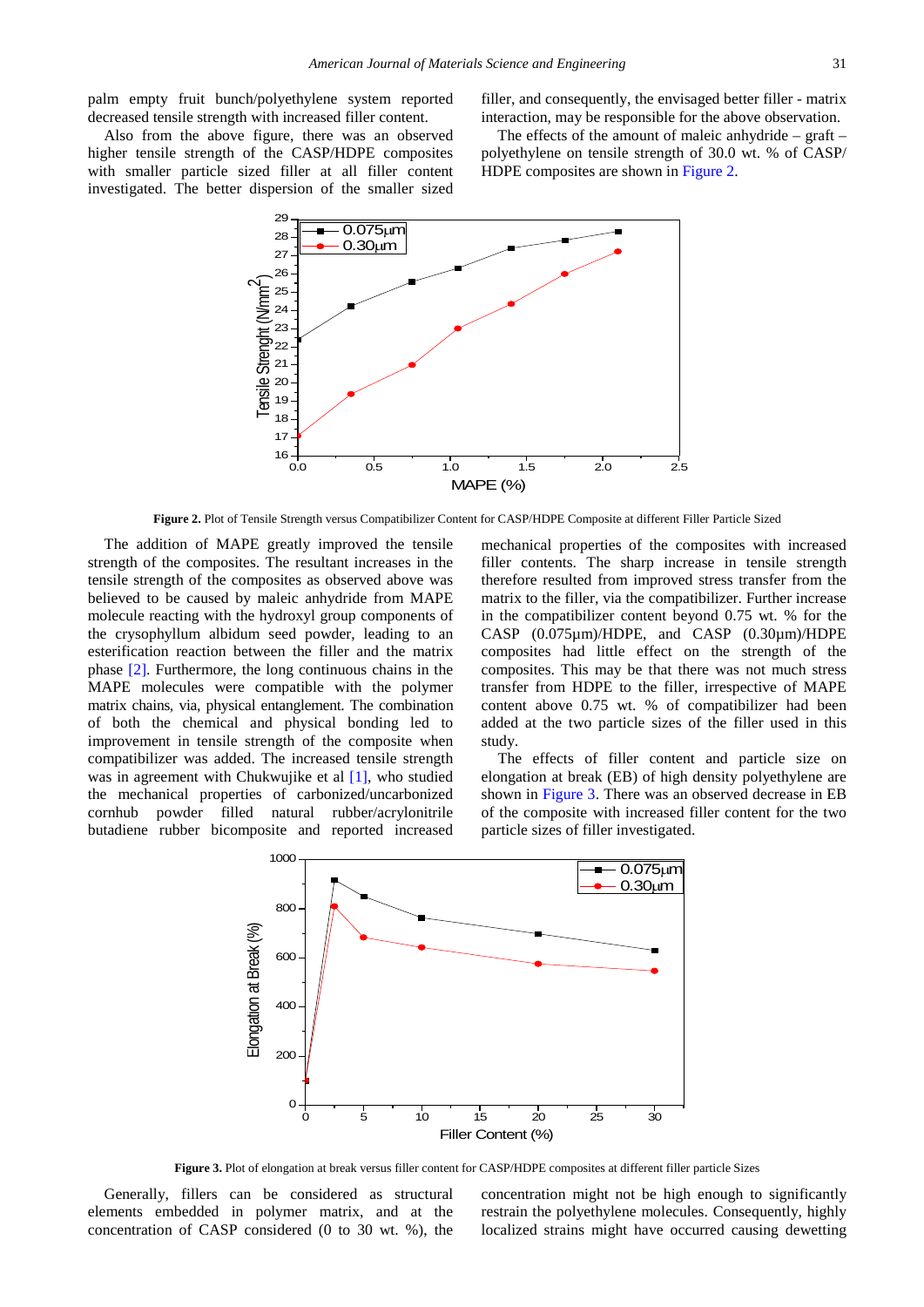palm empty fruit bunch/polyethylene system reported decreased tensile strength with increased filler content.

Also from the above figure, there was an observed higher tensile strength of the CASP/HDPE composites with smaller particle sized filler at all filler content investigated. The better dispersion of the smaller sized filler, and consequently, the envisaged better filler - matrix interaction, may be responsible for the above observation.

The effects of the amount of maleic anhydride – graft – polyethylene on tensile strength of 30.0 wt. % of CASP/ HDPE composites are shown in Figure 2.

**Figure 2.** Plot of Tensile Strength versus Compatibilizer Content for CASP/HDPE Composite at different Filler Particle Sized

The addition of MAPE greatly improved the tensile strength of the composites. The resultant increases in the tensile strength of the composites as observed above was believed to be caused by maleic anhydride from MAPE molecule reacting with the hydroxyl group components of the crysophyllum albidum seed powder, leading to an esterification reaction between the filler and the matrix phase [2]. Furthermore, the long continuous chains in the MAPE molecules were compatible with the polymer matrix chains, via, physical entanglement. The combination of both the chemical and physical bonding led to improvement in tensile strength of the composite when compatibilizer was added. The increased tensile strength was in agreement with Chukwujike et al [1], who studied the mechanical properties of carbonized/uncarbonized cornhub powder filled natural rubber/acrylonitrile butadiene rubber bicomposite and reported increased mechanical properties of the composites with increased filler contents. The sharp increase in tensile strength therefore resulted from improved stress transfer from the matrix to the filler, via the compatibilizer. Further increase in the compatibilizer content beyond 0.75 wt. % for the CASP (0.075µm)/HDPE, and CASP (0.30µm)/HDPE composites had little effect on the strength of the composites. This may be that there was not much stress transfer from HDPE to the filler, irrespective of MAPE content above 0.75 wt. % of compatibilizer had been added at the two particle sizes of the filler used in this study.

The effects of filler content and particle size on elongation at break (EB) of high density polyethylene are shown in Figure 3. There was an observed decrease in EB of the composite with increased filler content for the two particle sizes of filler investigated.

**Figure 3.** Plot of elongation at break versus filler content for CASP/HDPE composites at different filler particle Sizes

Generally, fillers can be considered as structural elements embedded in polymer matrix, and at the concentration of CASP considered (0 to 30 wt. %), the concentration might not be high enough to significantly restrain the polyethylene molecules. Consequently, highly localized strains might have occurred causing dewetting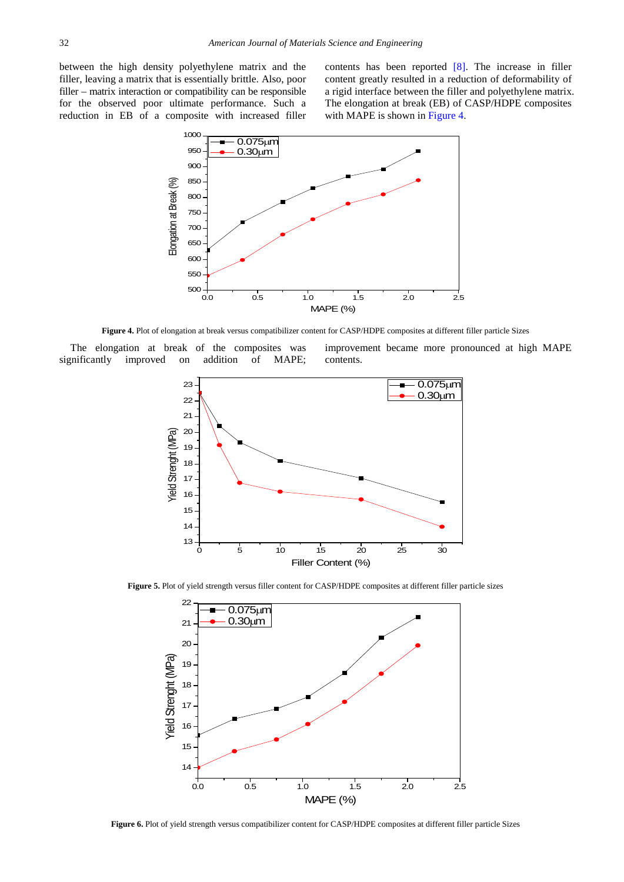between the high density polyethylene matrix and the filler, leaving a matrix that is essentially brittle. Also, poor filler – matrix interaction or compatibility can be responsible for the observed poor ultimate performance. Such a reduction in EB of a composite with increased filler contents has been reported [8]. The increase in filler content greatly resulted in a reduction of deformability of a rigid interface between the filler and polyethylene matrix. The elongation at break (EB) of CASP/HDPE composites with MAPE is shown in Figure 4.

**Figure 4.** Plot of elongation at break versus compatibilizer content for CASP/HDPE composites at different filler particle Sizes

The elongation at break of the composites was significantly improved on addition of MAPE; improvement became more pronounced at high MAPE contents.

**Figure 5.** Plot of yield strength versus filler content for CASP/HDPE composites at different filler particle sizes

**Figure 6.** Plot of yield strength versus compatibilizer content for CASP/HDPE composites at different filler particle Sizes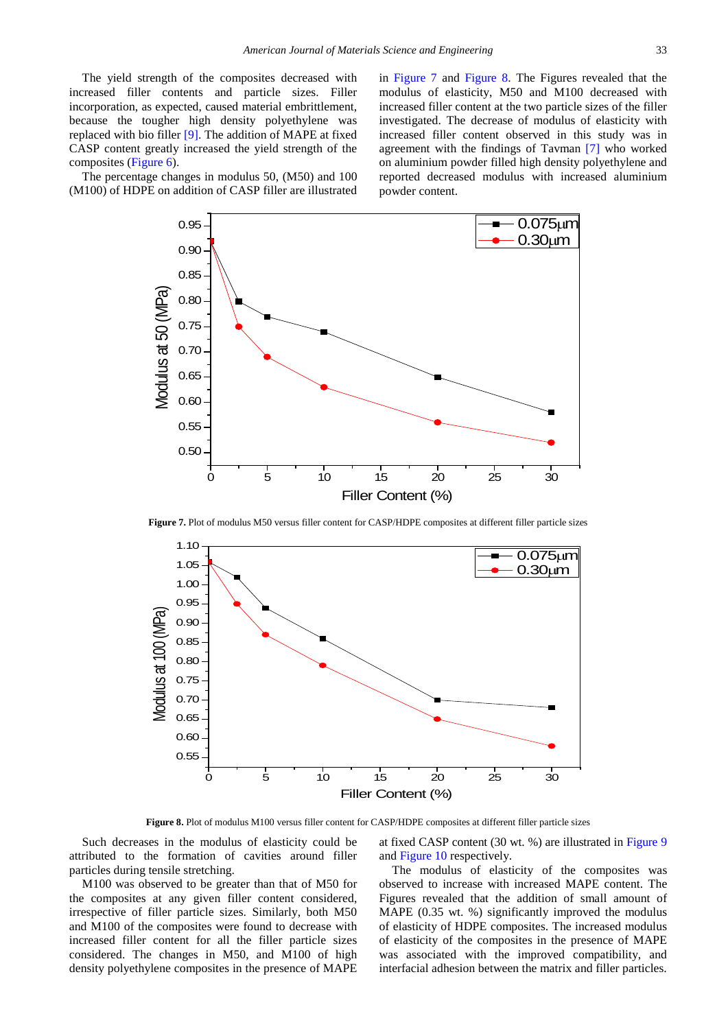The yield strength of the composites decreased with increased filler contents and particle sizes. Filler incorporation, as expected, caused material embrittlement, because the tougher high density polyethylene was replaced with bio filler [9]. The addition of MAPE at fixed CASP content greatly increased the yield strength of the composites (Figure 6).

The percentage changes in modulus 50, (M50) and 100 (M100) of HDPE on addition of CASP filler are illustrated in Figure 7 and Figure 8. The Figures revealed that the modulus of elasticity, M50 and M100 decreased with increased filler content at the two particle sizes of the filler investigated. The decrease of modulus of elasticity with increased filler content observed in this study was in agreement with the findings of Tavman [7] who worked on aluminium powder filled high density polyethylene and reported decreased modulus with increased aluminium powder content.

**Figure 7.** Plot of modulus M50 versus filler content for CASP/HDPE composites at different filler particle sizes

**Figure 8.** Plot of modulus M100 versus filler content for CASP/HDPE composites at different filler particle sizes

Such decreases in the modulus of elasticity could be attributed to the formation of cavities around filler particles during tensile stretching.

M100 was observed to be greater than that of M50 for the composites at any given filler content considered, irrespective of filler particle sizes. Similarly, both M50 and M100 of the composites were found to decrease with increased filler content for all the filler particle sizes considered. The changes in M50, and M100 of high density polyethylene composites in the presence of MAPE at fixed CASP content (30 wt. %) are illustrated in Figure 9 and Figure 10 respectively.

The modulus of elasticity of the composites was observed to increase with increased MAPE content. The Figures revealed that the addition of small amount of MAPE (0.35 wt. %) significantly improved the modulus of elasticity of HDPE composites. The increased modulus of elasticity of the composites in the presence of MAPE was associated with the improved compatibility, and interfacial adhesion between the matrix and filler particles.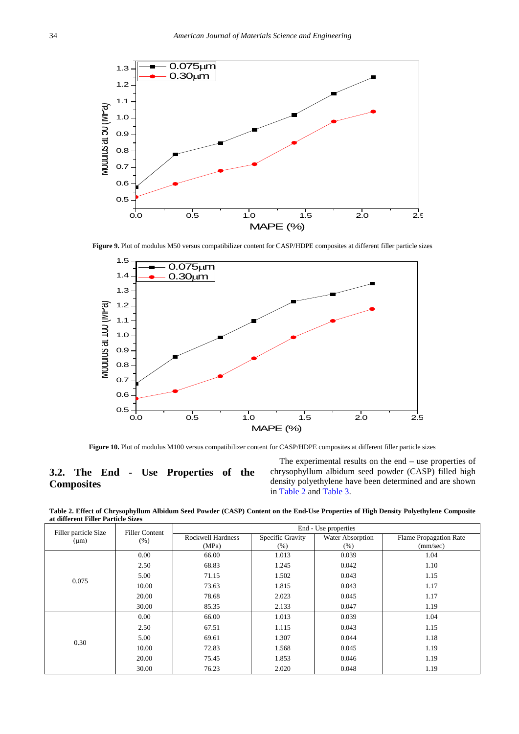**Figure 9.** Plot of modulus M50 versus compatibilizer content for CASP/HDPE composites at different filler particle sizes

**Figure 10.** Plot of modulus M100 versus compatibilizer content for CASP/HDPE composites at different filler particle sizes

### 3.2. The End - Use Properties of the Composites

The experimental results on the end – use properties of chrysophyllum albidum seed powder (CASP) filled high density polyethylene have been determined and are shown in Table 2 and Table 3.

**Table 2. Effect of Chrysophyllum Albidum Seed Powder (CASP) Content on the End-Use Properties of High Density Polyethylene Composite at different Filler Particle Sizes**

| Filler particle Size (µm) | Filler Content (%) | End - Use properties | | | |
|---|---|---|---|---|---|
| | | Rockwell Hardness (MPa) | Specific Gravity (%) | Water Absorption (%) | Flame Propagation Rate (mm/sec) |
| 0.075 | 0.00 | 66.00 | 1.013 | 0.039 | 1.04 |
| | 2.50 | 68.83 | 1.245 | 0.042 | 1.10 |
| | 5.00 | 71.15 | 1.502 | 0.043 | 1.15 |
| | 10.00 | 73.63 | 1.815 | 0.043 | 1.17 |
| | 20.00 | 78.68 | 2.023 | 0.045 | 1.17 |
| | 30.00 | 85.35 | 2.133 | 0.047 | 1.19 |
| 0.30 | 0.00 | 66.00 | 1.013 | 0.039 | 1.04 |
| | 2.50 | 67.51 | 1.115 | 0.043 | 1.15 |
| | 5.00 | 69.61 | 1.307 | 0.044 | 1.18 |
| | 10.00 | 72.83 | 1.568 | 0.045 | 1.19 |
| | 20.00 | 75.45 | 1.853 | 0.046 | 1.19 |
| | 30.00 | 76.23 | 2.020 | 0.048 | 1.19 |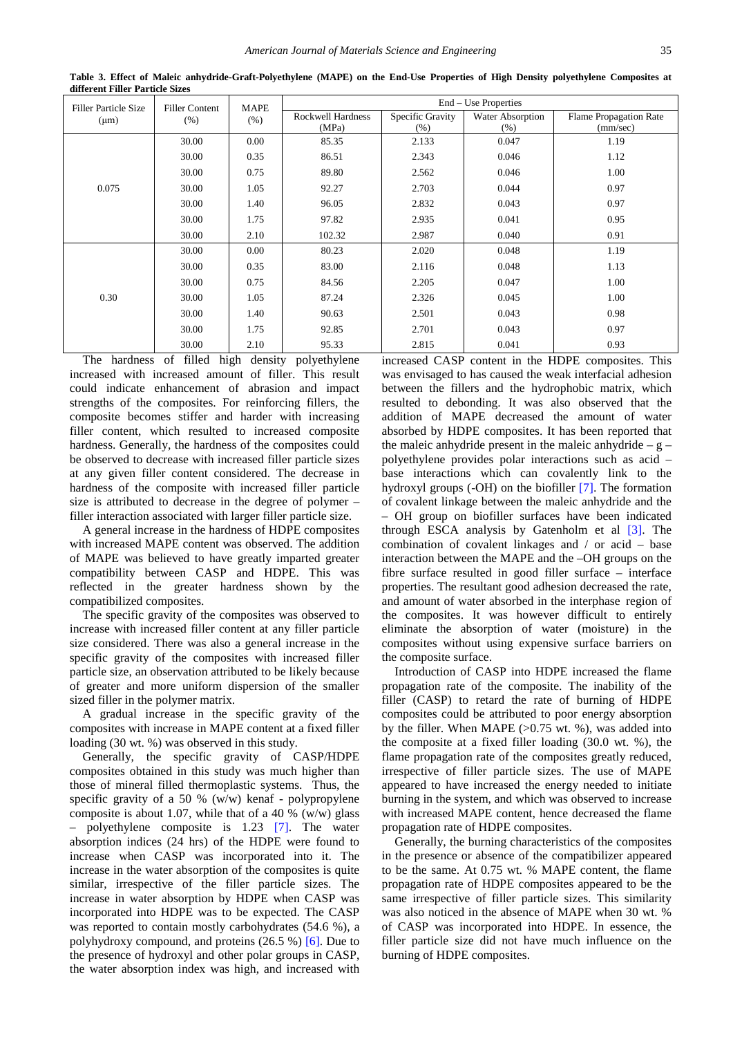**Table 3. Effect of Maleic anhydride-Graft-Polyethylene (MAPE) on the End-Use Properties of High Density polyethylene Composites at different Filler Particle Sizes**

| Filler Particle Size (μm) | Filler Content (%) | MAPE (%) | End – Use Properties | | | |
|---|---|---|---|---|---|---|
| | | | Rockwell Hardness (MPa) | Specific Gravity (%) | Water Absorption (%) | Flame Propagation Rate (mm/sec) |
| 0.075 | 30.00 | 0.00 | 85.35 | 2.133 | 0.047 | 1.19 |
| | 30.00 | 0.35 | 86.51 | 2.343 | 0.046 | 1.12 |
| | 30.00 | 0.75 | 89.80 | 2.562 | 0.046 | 1.00 |
| | 30.00 | 1.05 | 92.27 | 2.703 | 0.044 | 0.97 |
| | 30.00 | 1.40 | 96.05 | 2.832 | 0.043 | 0.97 |
| | 30.00 | 1.75 | 97.82 | 2.935 | 0.041 | 0.95 |
| | 30.00 | 2.10 | 102.32 | 2.987 | 0.040 | 0.91 |
| 0.30 | 30.00 | 0.00 | 80.23 | 2.020 | 0.048 | 1.19 |
| | 30.00 | 0.35 | 83.00 | 2.116 | 0.048 | 1.13 |
| | 30.00 | 0.75 | 84.56 | 2.205 | 0.047 | 1.00 |
| | 30.00 | 1.05 | 87.24 | 2.326 | 0.045 | 1.00 |
| | 30.00 | 1.40 | 90.63 | 2.501 | 0.043 | 0.98 |
| | 30.00 | 1.75 | 92.85 | 2.701 | 0.043 | 0.97 |
| | 30.00 | 2.10 | 95.33 | 2.815 | 0.041 | 0.93 |

The hardness of filled high density polyethylene increased with increased amount of filler. This result could indicate enhancement of abrasion and impact strengths of the composites. For reinforcing fillers, the composite becomes stiffer and harder with increasing filler content, which resulted to increased composite hardness. Generally, the hardness of the composites could be observed to decrease with increased filler particle sizes at any given filler content considered. The decrease in hardness of the composite with increased filler particle size is attributed to decrease in the degree of polymer – filler interaction associated with larger filler particle size.

A general increase in the hardness of HDPE composites with increased MAPE content was observed. The addition of MAPE was believed to have greatly imparted greater compatibility between CASP and HDPE. This was reflected in the greater hardness shown by the compatibilized composites.

The specific gravity of the composites was observed to increase with increased filler content at any filler particle size considered. There was also a general increase in the specific gravity of the composites with increased filler particle size, an observation attributed to be likely because of greater and more uniform dispersion of the smaller sized filler in the polymer matrix.

A gradual increase in the specific gravity of the composites with increase in MAPE content at a fixed filler loading (30 wt. %) was observed in this study.

Generally, the specific gravity of CASP/HDPE composites obtained in this study was much higher than those of mineral filled thermoplastic systems. Thus, the specific gravity of a 50 % (w/w) kenaf - polypropylene composite is about 1.07, while that of a 40 % (w/w) glass – polyethylene composite is 1.23 [7]. The water absorption indices (24 hrs) of the HDPE were found to increase when CASP was incorporated into it. The increase in the water absorption of the composites is quite similar, irrespective of the filler particle sizes. The increase in water absorption by HDPE when CASP was incorporated into HDPE was to be expected. The CASP was reported to contain mostly carbohydrates (54.6 %), a polyhydroxy compound, and proteins (26.5 %) [6]. Due to the presence of hydroxyl and other polar groups in CASP, the water absorption index was high, and increased with increased CASP content in the HDPE composites. This was envisaged to has caused the weak interfacial adhesion between the fillers and the hydrophobic matrix, which resulted to debonding. It was also observed that the addition of MAPE decreased the amount of water absorbed by HDPE composites. It has been reported that the maleic anhydride present in the maleic anhydride – g – polyethylene provides polar interactions such as acid – base interactions which can covalently link to the hydroxyl groups (-OH) on the biofiller [7]. The formation of covalent linkage between the maleic anhydride and the – OH group on biofiller surfaces have been indicated through ESCA analysis by Gatenholm et al [3]. The combination of covalent linkages and / or acid – base interaction between the MAPE and the –OH groups on the fibre surface resulted in good filler surface – interface properties. The resultant good adhesion decreased the rate, and amount of water absorbed in the interphase region of the composites. It was however difficult to entirely eliminate the absorption of water (moisture) in the composites without using expensive surface barriers on the composite surface.

Introduction of CASP into HDPE increased the flame propagation rate of the composite. The inability of the filler (CASP) to retard the rate of burning of HDPE composites could be attributed to poor energy absorption by the filler. When MAPE (>0.75 wt. %), was added into the composite at a fixed filler loading (30.0 wt. %), the flame propagation rate of the composites greatly reduced, irrespective of filler particle sizes. The use of MAPE appeared to have increased the energy needed to initiate burning in the system, and which was observed to increase with increased MAPE content, hence decreased the flame propagation rate of HDPE composites.

Generally, the burning characteristics of the composites in the presence or absence of the compatibilizer appeared to be the same. At 0.75 wt. % MAPE content, the flame propagation rate of HDPE composites appeared to be the same irrespective of filler particle sizes. This similarity was also noticed in the absence of MAPE when 30 wt. % of CASP was incorporated into HDPE. In essence, the filler particle size did not have much influence on the burning of HDPE composites.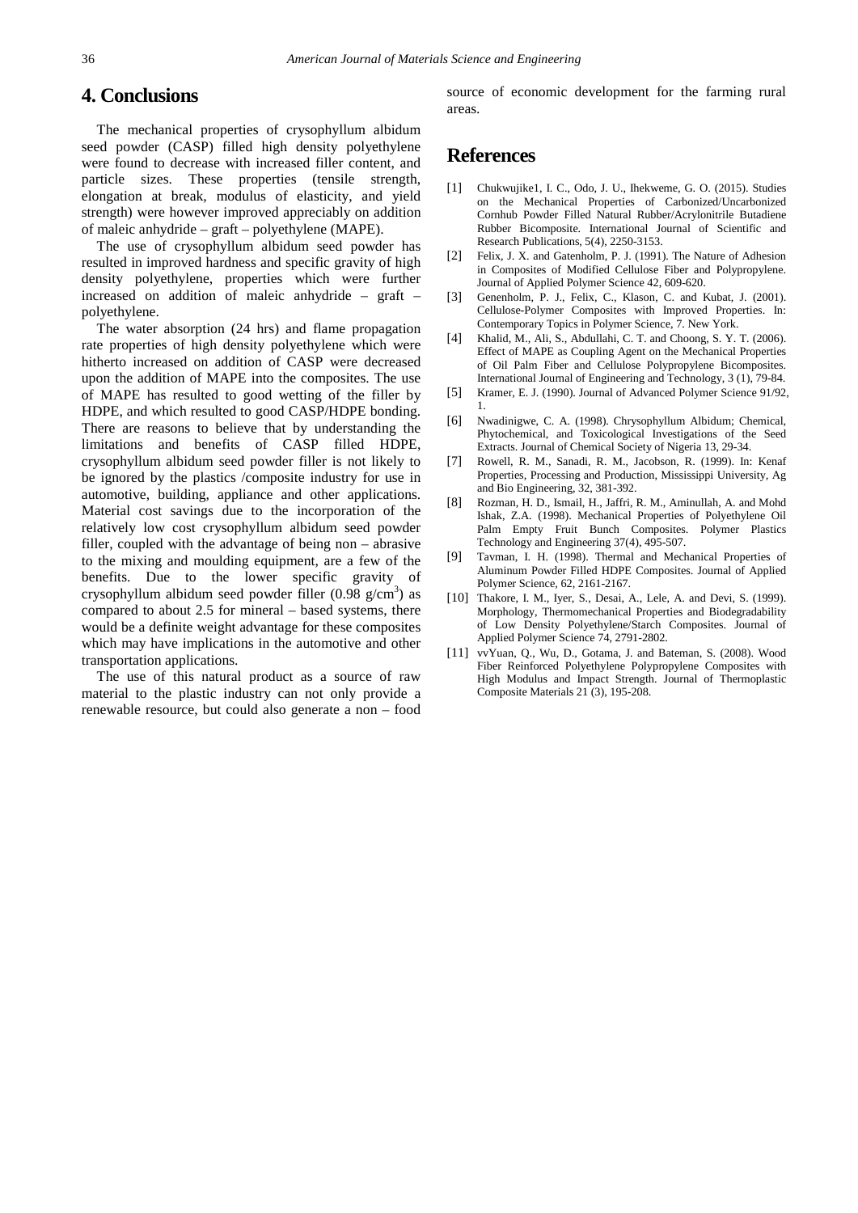## 4. Conclusions

The mechanical properties of crysophyllum albidum seed powder (CASP) filled high density polyethylene were found to decrease with increased filler content, and particle sizes. These properties (tensile strength, elongation at break, modulus of elasticity, and yield strength) were however improved appreciably on addition of maleic anhydride – graft – polyethylene (MAPE).

The use of crysophyllum albidum seed powder has resulted in improved hardness and specific gravity of high density polyethylene, properties which were further increased on addition of maleic anhydride – graft – polyethylene.

The water absorption (24 hrs) and flame propagation rate properties of high density polyethylene which were hitherto increased on addition of CASP were decreased upon the addition of MAPE into the composites. The use of MAPE has resulted to good wetting of the filler by HDPE, and which resulted to good CASP/HDPE bonding. There are reasons to believe that by understanding the limitations and benefits of CASP filled HDPE, crysophyllum albidum seed powder filler is not likely to be ignored by the plastics /composite industry for use in automotive, building, appliance and other applications. Material cost savings due to the incorporation of the relatively low cost crysophyllum albidum seed powder filler, coupled with the advantage of being non – abrasive to the mixing and moulding equipment, are a few of the benefits. Due to the lower specific gravity of crysophyllum albidum seed powder filler (0.98 $g/cm^3$) as compared to about 2.5 for mineral – based systems, there would be a definite weight advantage for these composites which may have implications in the automotive and other transportation applications.

The use of this natural product as a source of raw material to the plastic industry can not only provide a renewable resource, but could also generate a non – food source of economic development for the farming rural areas.

## References

[1] Chukwujike1, I. C., Odo, J. U., Ihekweme, G. O. (2015). Studies on the Mechanical Properties of Carbonized/Uncarbonized Cornhub Powder Filled Natural Rubber/Acrylonitrile Butadiene Rubber Bicomposite. International Journal of Scientific and Research Publications, 5(4), 2250-3153.

[2] Felix, J. X. and Gatenholm, P. J. (1991). The Nature of Adhesion in Composites of Modified Cellulose Fiber and Polypropylene. Journal of Applied Polymer Science 42, 609-620.

[3] Genenholm, P. J., Felix, C., Klason, C. and Kubat, J. (2001). Cellulose-Polymer Composites with Improved Properties. In: Contemporary Topics in Polymer Science, 7. New York.

[4] Khalid, M., Ali, S., Abdullahi, C. T. and Choong, S. Y. T. (2006). Effect of MAPE as Coupling Agent on the Mechanical Properties of Oil Palm Fiber and Cellulose Polypropylene Bicomposites. International Journal of Engineering and Technology, 3 (1), 79-84.

[5] Kramer, E. J. (1990). Journal of Advanced Polymer Science 91/92, 1.

[6] Nwadinigwe, C. A. (1998). Chrysophyllum Albidum; Chemical, Phytochemical, and Toxicological Investigations of the Seed Extracts. Journal of Chemical Society of Nigeria 13, 29-34.

[7] Rowell, R. M., Sanadi, R. M., Jacobson, R. (1999). In: Kenaf Properties, Processing and Production, Mississippi University, Ag and Bio Engineering, 32, 381-392.

[8] Rozman, H. D., Ismail, H., Jaffri, R. M., Aminullah, A. and Mohd Ishak, Z.A. (1998). Mechanical Properties of Polyethylene Oil Palm Empty Fruit Bunch Composites. Polymer Plastics Technology and Engineering 37(4), 495-507.

[9] Tavman, I. H. (1998). Thermal and Mechanical Properties of Aluminum Powder Filled HDPE Composites. Journal of Applied Polymer Science, 62, 2161-2167.

[10] Thakore, I. M., Iyer, S., Desai, A., Lele, A. and Devi, S. (1999). Morphology, Thermomechanical Properties and Biodegradability of Low Density Polyethylene/Starch Composites. Journal of Applied Polymer Science 74, 2791-2802.

[11] vvYuan, Q., Wu, D., Gotama, J. and Bateman, S. (2008). Wood Fiber Reinforced Polyethylene Polypropylene Composites with High Modulus and Impact Strength. Journal of Thermoplastic Composite Materials 21 (3), 195-208.